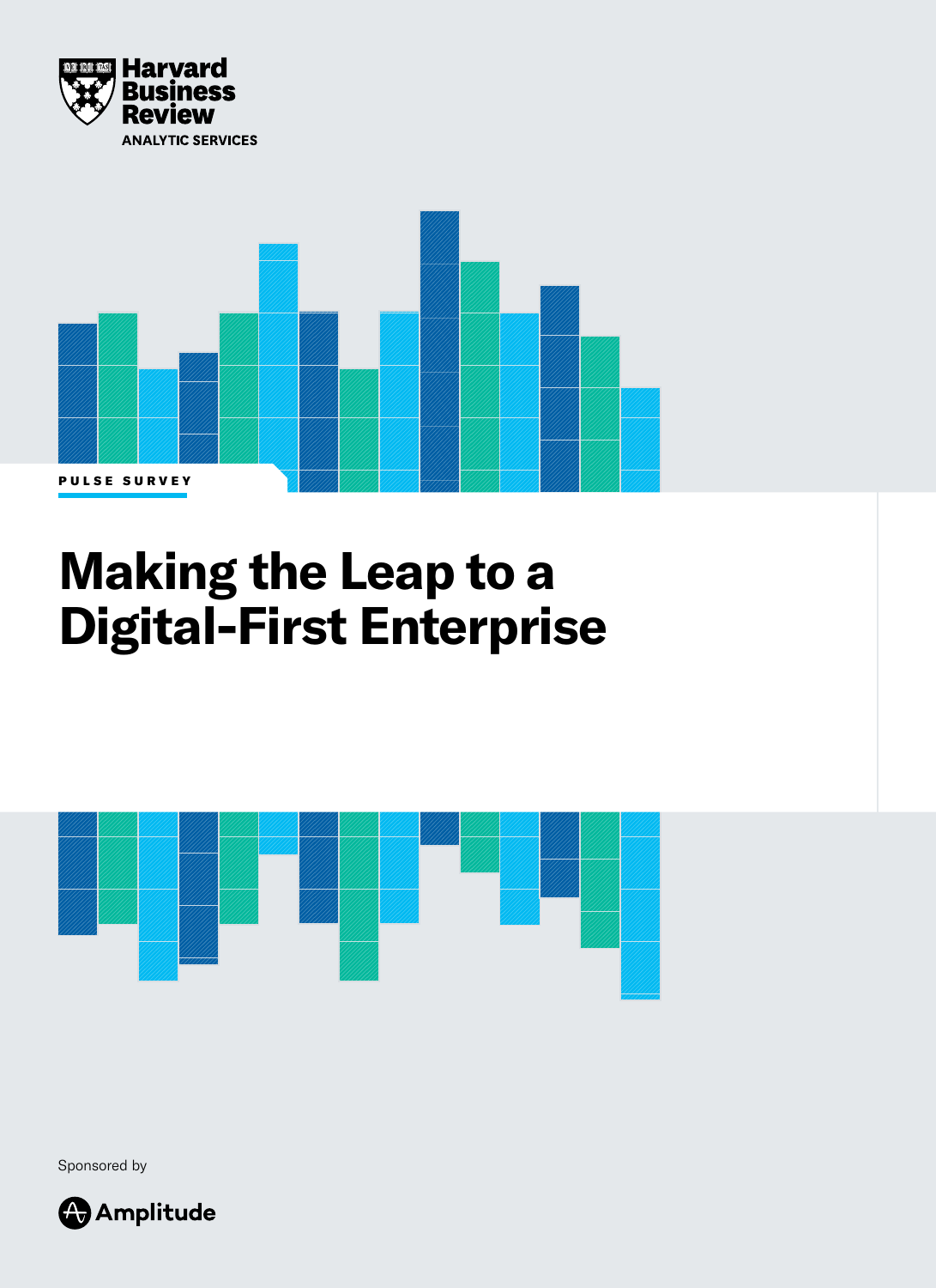Harvard Business Review

ANALYTIC SERVICES

PULSE SURVEY

# Making the Leap to a Digital-First Enterprise

Sponsored by

Amplitude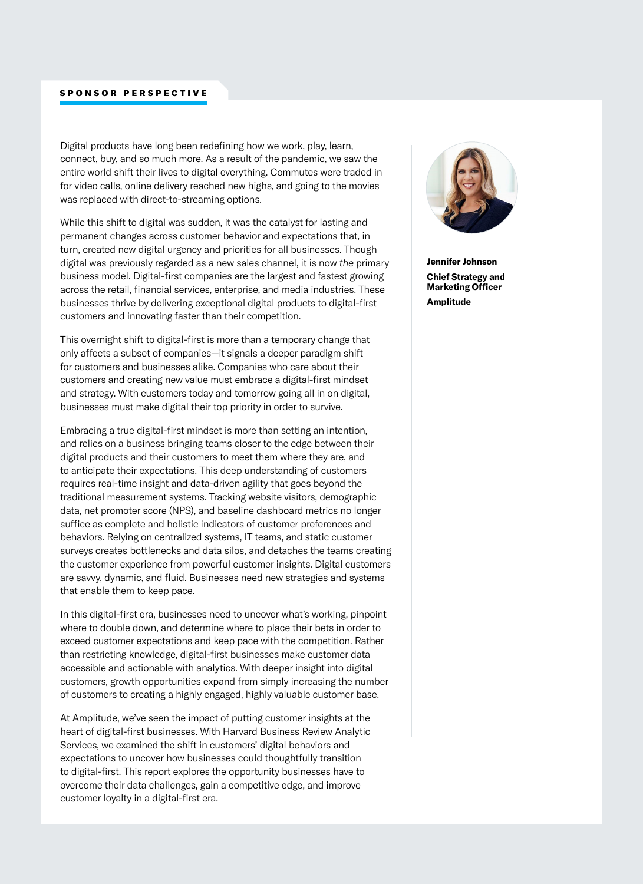## SPONSOR PERSPECTIVE

Digital products have long been redefining how we work, play, learn, connect, buy, and so much more. As a result of the pandemic, we saw the entire world shift their lives to digital everything. Commutes were traded in for video calls, online delivery reached new highs, and going to the movies was replaced with direct-to-streaming options.

While this shift to digital was sudden, it was the catalyst for lasting and permanent changes across customer behavior and expectations that, in turn, created new digital urgency and priorities for all businesses. Though digital was previously regarded as *a* new sales channel, it is now *the* primary business model. Digital-first companies are the largest and fastest growing across the retail, financial services, enterprise, and media industries. These businesses thrive by delivering exceptional digital products to digital-first customers and innovating faster than their competition.

This overnight shift to digital-first is more than a temporary change that only affects a subset of companies—it signals a deeper paradigm shift for customers and businesses alike. Companies who care about their customers and creating new value must embrace a digital-first mindset and strategy. With customers today and tomorrow going all in on digital, businesses must make digital their top priority in order to survive.

Embracing a true digital-first mindset is more than setting an intention, and relies on a business bringing teams closer to the edge between their digital products and their customers to meet them where they are, and to anticipate their expectations. This deep understanding of customers requires real-time insight and data-driven agility that goes beyond the traditional measurement systems. Tracking website visitors, demographic data, net promoter score (NPS), and baseline dashboard metrics no longer suffice as complete and holistic indicators of customer preferences and behaviors. Relying on centralized systems, IT teams, and static customer surveys creates bottlenecks and data silos, and detaches the teams creating the customer experience from powerful customer insights. Digital customers are savvy, dynamic, and fluid. Businesses need new strategies and systems that enable them to keep pace.

In this digital-first era, businesses need to uncover what's working, pinpoint where to double down, and determine where to place their bets in order to exceed customer expectations and keep pace with the competition. Rather than restricting knowledge, digital-first businesses make customer data accessible and actionable with analytics. With deeper insight into digital customers, growth opportunities expand from simply increasing the number of customers to creating a highly engaged, highly valuable customer base.

At Amplitude, we've seen the impact of putting customer insights at the heart of digital-first businesses. With Harvard Business Review Analytic Services, we examined the shift in customers' digital behaviors and expectations to uncover how businesses could thoughtfully transition to digital-first. This report explores the opportunity businesses have to overcome their data challenges, gain a competitive edge, and improve customer loyalty in a digital-first era.

**Jennifer Johnson**
**Chief Strategy and Marketing Officer**
**Amplitude**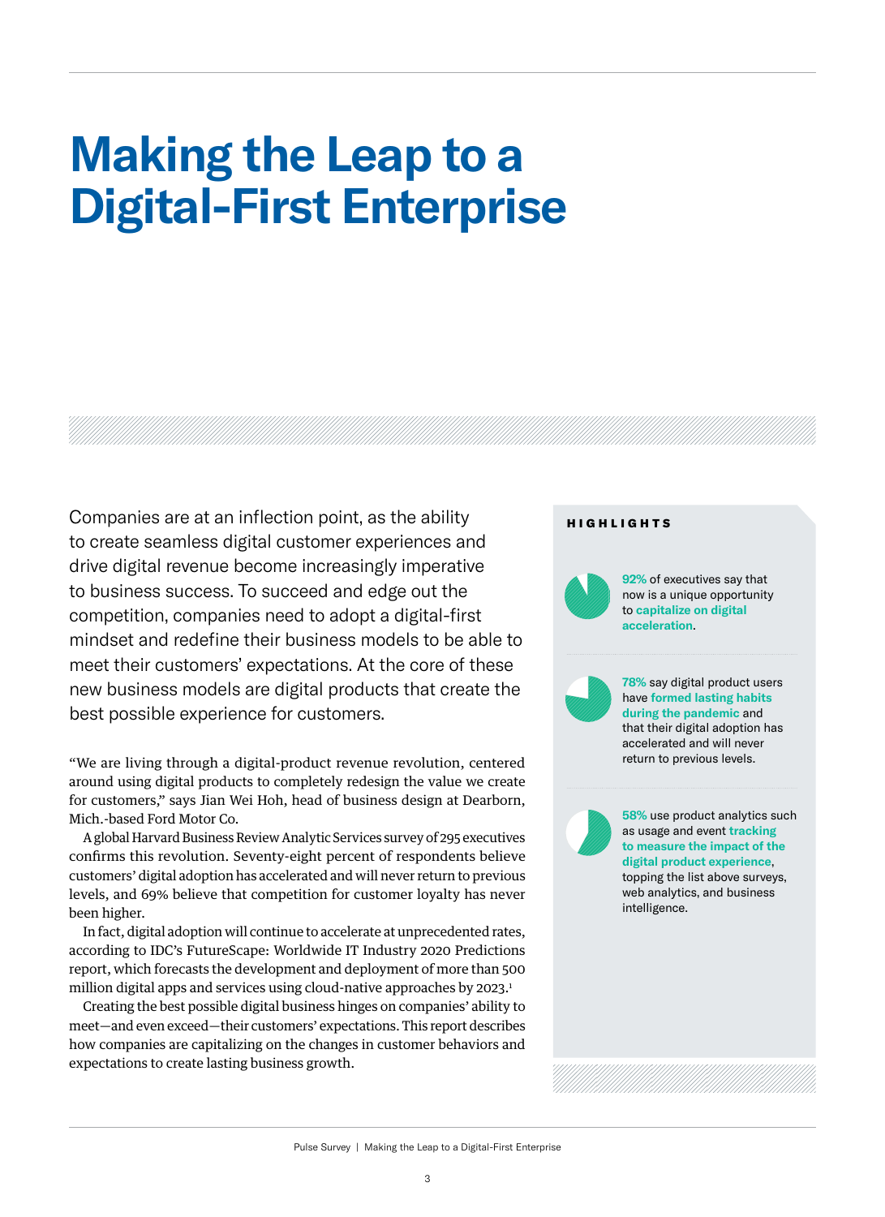# Making the Leap to a Digital-First Enterprise

Companies are at an inflection point, as the ability to create seamless digital customer experiences and drive digital revenue become increasingly imperative to business success. To succeed and edge out the competition, companies need to adopt a digital-first mindset and redefine their business models to be able to meet their customers' expectations. At the core of these new business models are digital products that create the best possible experience for customers.

"We are living through a digital-product revenue revolution, centered around using digital products to completely redesign the value we create for customers," says Jian Wei Hoh, head of business design at Dearborn, Mich.-based Ford Motor Co.

A global Harvard Business Review Analytic Services survey of 295 executives confirms this revolution. Seventy-eight percent of respondents believe customers' digital adoption has accelerated and will never return to previous levels, and 69% believe that competition for customer loyalty has never been higher.

In fact, digital adoption will continue to accelerate at unprecedented rates, according to IDC's FutureScape: Worldwide IT Industry 2020 Predictions report, which forecasts the development and deployment of more than 500 million digital apps and services using cloud-native approaches by 2023.[1]

Creating the best possible digital business hinges on companies' ability to meet—and even exceed—their customers' expectations. This report describes how companies are capitalizing on the changes in customer behaviors and expectations to create lasting business growth.

## HIGHLIGHTS

**92%** of executives say that now is a unique opportunity to **capitalize on digital acceleration**.

**78%** say digital product users have **formed lasting habits during the pandemic** and that their digital adoption has accelerated and will never return to previous levels.

**58%** use product analytics such as usage and event **tracking to measure the impact of the digital product experience**, topping the list above surveys, web analytics, and business intelligence.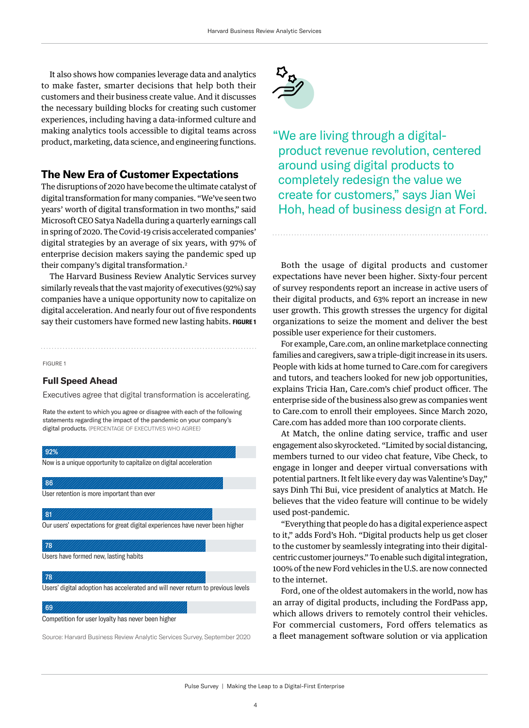It also shows how companies leverage data and analytics to make faster, smarter decisions that help both their customers and their business create value. And it discusses the necessary building blocks for creating such customer experiences, including having a data-informed culture and making analytics tools accessible to digital teams across product, marketing, data science, and engineering functions.

## The New Era of Customer Expectations

The disruptions of 2020 have become the ultimate catalyst of digital transformation for many companies. "We've seen two years' worth of digital transformation in two months," said Microsoft CEO Satya Nadella during a quarterly earnings call in spring of 2020. The Covid-19 crisis accelerated companies' digital strategies by an average of six years, with 97% of enterprise decision makers saying the pandemic sped up their company's digital transformation.[2]

The Harvard Business Review Analytic Services survey similarly reveals that the vast majority of executives (92%) say companies have a unique opportunity now to capitalize on digital acceleration. And nearly four out of five respondents say their customers have formed new lasting habits. **FIGURE 1**

FIGURE 1

### Full Speed Ahead

Executives agree that digital transformation is accelerating.

Rate the extent to which you agree or disagree with each of the following statements regarding the impact of the pandemic on your company's digital products. (PERCENTAGE OF EXECUTIVES WHO AGREE)

| Statement | % |
| --- | --- |
| Now is a unique opportunity to capitalize on digital acceleration | 92% |
| User retention is more important than ever | 86 |
| Our users' expectations for great digital experiences have never been higher | 81 |
| Users have formed new, lasting habits | 78 |
| Users' digital adoption has accelerated and will never return to previous levels | 78 |
| Competition for user loyalty has never been higher | 69 |

Source: Harvard Business Review Analytic Services Survey, September 2020

"We are living through a digital-product revenue revolution, centered around using digital products to completely redesign the value we create for customers," says Jian Wei Hoh, head of business design at Ford.

Both the usage of digital products and customer expectations have never been higher. Sixty-four percent of survey respondents report an increase in active users of their digital products, and 63% report an increase in new user growth. This growth stresses the urgency for digital organizations to seize the moment and deliver the best possible user experience for their customers.

For example, Care.com, an online marketplace connecting families and caregivers, saw a triple-digit increase in its users. People with kids at home turned to Care.com for caregivers and tutors, and teachers looked for new job opportunities, explains Tricia Han, Care.com's chief product officer. The enterprise side of the business also grew as companies went to Care.com to enroll their employees. Since March 2020, Care.com has added more than 100 corporate clients.

At Match, the online dating service, traffic and user engagement also skyrocketed. "Limited by social distancing, members turned to our video chat feature, Vibe Check, to engage in longer and deeper virtual conversations with potential partners. It felt like every day was Valentine's Day," says Dinh Thi Bui, vice president of analytics at Match. He believes that the video feature will continue to be widely used post-pandemic.

"Everything that people do has a digital experience aspect to it," adds Ford's Hoh. "Digital products help us get closer to the customer by seamlessly integrating into their digital-centric customer journeys." To enable such digital integration, 100% of the new Ford vehicles in the U.S. are now connected to the internet.

Ford, one of the oldest automakers in the world, now has an array of digital products, including the FordPass app, which allows drivers to remotely control their vehicles. For commercial customers, Ford offers telematics as a fleet management software solution or via application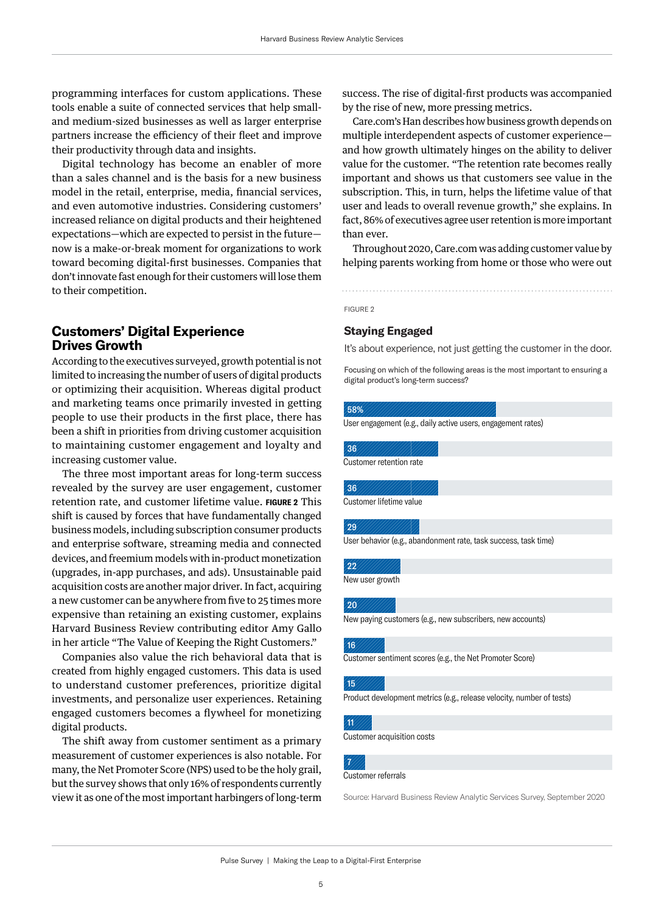programming interfaces for custom applications. These tools enable a suite of connected services that help small- and medium-sized businesses as well as larger enterprise partners increase the efficiency of their fleet and improve their productivity through data and insights.

Digital technology has become an enabler of more than a sales channel and is the basis for a new business model in the retail, enterprise, media, financial services, and even automotive industries. Considering customers' increased reliance on digital products and their heightened expectations—which are expected to persist in the future—now is a make-or-break moment for organizations to work toward becoming digital-first businesses. Companies that don't innovate fast enough for their customers will lose them to their competition.

## Customers' Digital Experience Drives Growth

According to the executives surveyed, growth potential is not limited to increasing the number of users of digital products or optimizing their acquisition. Whereas digital product and marketing teams once primarily invested in getting people to use their products in the first place, there has been a shift in priorities from driving customer acquisition to maintaining customer engagement and loyalty and increasing customer value.

The three most important areas for long-term success revealed by the survey are user engagement, customer retention rate, and customer lifetime value. **FIGURE 2** This shift is caused by forces that have fundamentally changed business models, including subscription consumer products and enterprise software, streaming media and connected devices, and freemium models with in-product monetization (upgrades, in-app purchases, and ads). Unsustainable paid acquisition costs are another major driver. In fact, acquiring a new customer can be anywhere from five to 25 times more expensive than retaining an existing customer, explains Harvard Business Review contributing editor Amy Gallo in her article "The Value of Keeping the Right Customers."

Companies also value the rich behavioral data that is created from highly engaged customers. This data is used to understand customer preferences, prioritize digital investments, and personalize user experiences. Retaining engaged customers becomes a flywheel for monetizing digital products.

The shift away from customer sentiment as a primary measurement of customer experiences is also notable. For many, the Net Promoter Score (NPS) used to be the holy grail, but the survey shows that only 16% of respondents currently view it as one of the most important harbingers of long-term success. The rise of digital-first products was accompanied by the rise of new, more pressing metrics.

Care.com's Han describes how business growth depends on multiple interdependent aspects of customer experience—and how growth ultimately hinges on the ability to deliver value for the customer. "The retention rate becomes really important and shows us that customers see value in the subscription. This, in turn, helps the lifetime value of that user and leads to overall revenue growth," she explains. In fact, 86% of executives agree user retention is more important than ever.

Throughout 2020, Care.com was adding customer value by helping parents working from home or those who were out

FIGURE 2

### Staying Engaged

It's about experience, not just getting the customer in the door.

Focusing on which of the following areas is the most important to ensuring a digital product's long-term success?

| Area | % |
|---|---|
| User engagement (e.g., daily active users, engagement rates) | 58% |
| Customer retention rate | 36 |
| Customer lifetime value | 36 |
| User behavior (e.g., abandonment rate, task success, task time) | 29 |
| New user growth | 22 |
| New paying customers (e.g., new subscribers, new accounts) | 20 |
| Customer sentiment scores (e.g., the Net Promoter Score) | 16 |
| Product development metrics (e.g., release velocity, number of tests) | 15 |
| Customer acquisition costs | 11 |
| Customer referrals | 7 |

Source: Harvard Business Review Analytic Services Survey, September 2020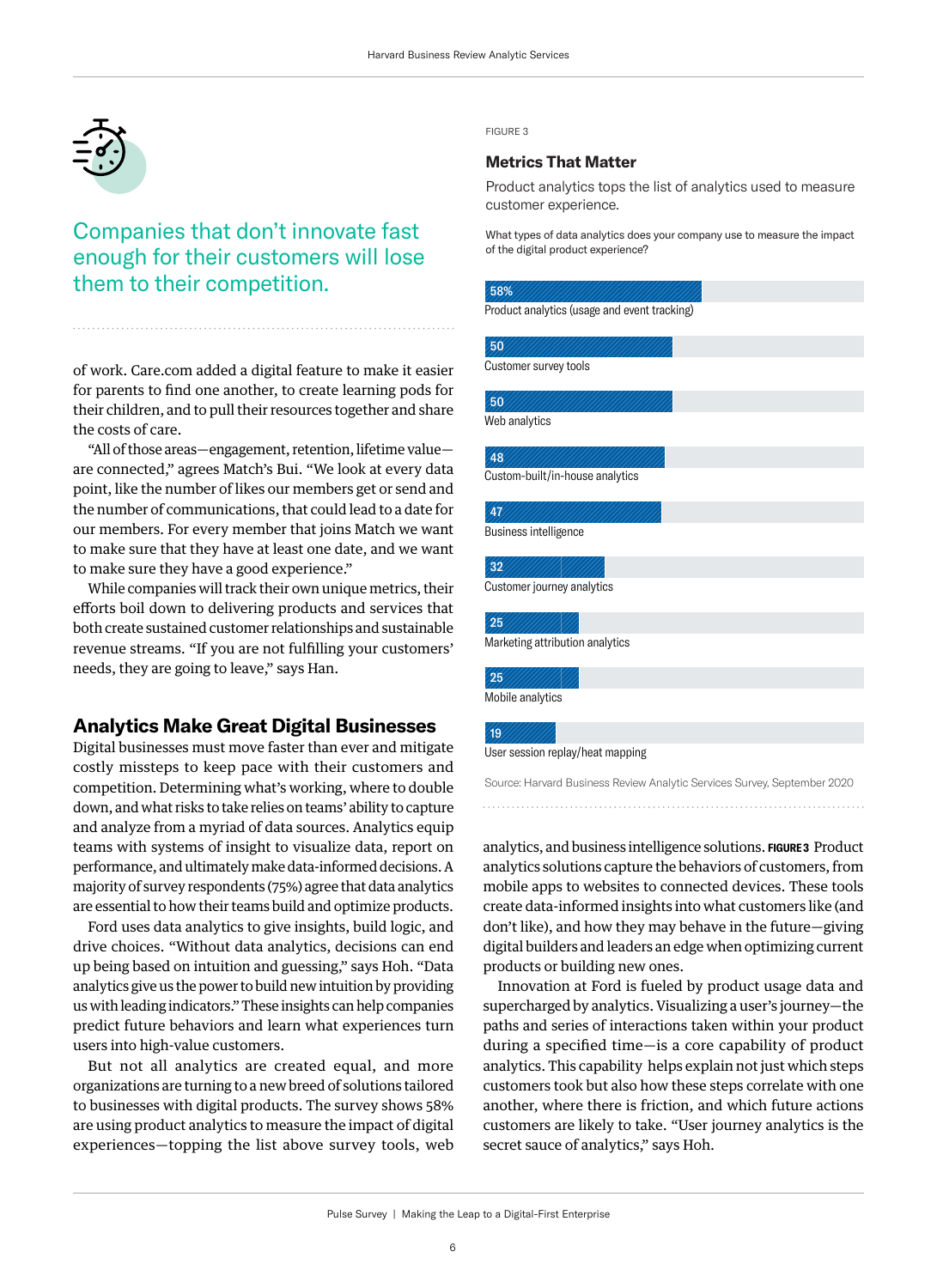Companies that don't innovate fast enough for their customers will lose them to their competition.

of work. Care.com added a digital feature to make it easier for parents to find one another, to create learning pods for their children, and to pull their resources together and share the costs of care.

"All of those areas—engagement, retention, lifetime value—are connected," agrees Match's Bui. "We look at every data point, like the number of likes our members get or send and the number of communications, that could lead to a date for our members. For every member that joins Match we want to make sure that they have at least one date, and we want to make sure they have a good experience."

While companies will track their own unique metrics, their efforts boil down to delivering products and services that both create sustained customer relationships and sustainable revenue streams. "If you are not fulfilling your customers' needs, they are going to leave," says Han.

## Analytics Make Great Digital Businesses

Digital businesses must move faster than ever and mitigate costly missteps to keep pace with their customers and competition. Determining what's working, where to double down, and what risks to take relies on teams' ability to capture and analyze from a myriad of data sources. Analytics equip teams with systems of insight to visualize data, report on performance, and ultimately make data-informed decisions. A majority of survey respondents (75%) agree that data analytics are essential to how their teams build and optimize products.

Ford uses data analytics to give insights, build logic, and drive choices. "Without data analytics, decisions can end up being based on intuition and guessing," says Hoh. "Data analytics give us the power to build new intuition by providing us with leading indicators." These insights can help companies predict future behaviors and learn what experiences turn users into high-value customers.

But not all analytics are created equal, and more organizations are turning to a new breed of solutions tailored to businesses with digital products. The survey shows 58% are using product analytics to measure the impact of digital experiences—topping the list above survey tools, web analytics, and business intelligence solutions. **FIGURE 3** Product analytics solutions capture the behaviors of customers, from mobile apps to websites to connected devices. These tools create data-informed insights into what customers like (and don't like), and how they may behave in the future—giving digital builders and leaders an edge when optimizing current products or building new ones.

Innovation at Ford is fueled by product usage data and supercharged by analytics. Visualizing a user's journey—the paths and series of interactions taken within your product during a specified time—is a core capability of product analytics. This capability helps explain not just which steps customers took but also how these steps correlate with one another, where there is friction, and which future actions customers are likely to take. "User journey analytics is the secret sauce of analytics," says Hoh.

FIGURE 3

### Metrics That Matter

Product analytics tops the list of analytics used to measure customer experience.

What types of data analytics does your company use to measure the impact of the digital product experience?

| Analytics type | % |
|---|---|
| Product analytics (usage and event tracking) | 58% |
| Customer survey tools | 50 |
| Web analytics | 50 |
| Custom-built/in-house analytics | 48 |
| Business intelligence | 47 |
| Customer journey analytics | 32 |
| Marketing attribution analytics | 25 |
| Mobile analytics | 25 |
| User session replay/heat mapping | 19 |

Source: Harvard Business Review Analytic Services Survey, September 2020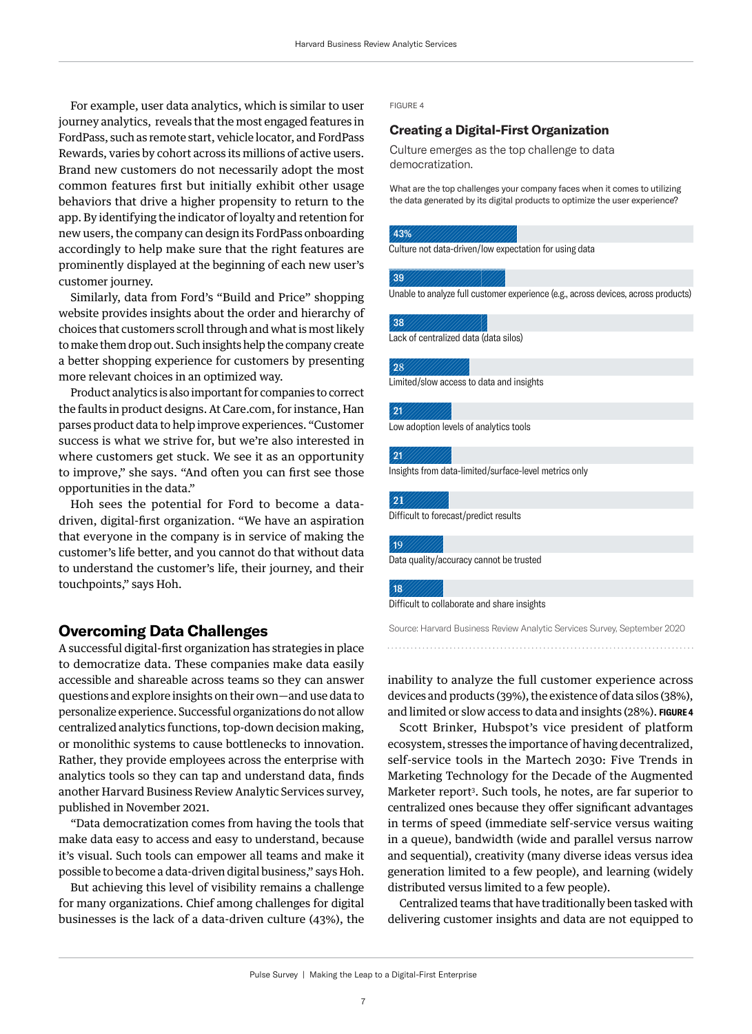For example, user data analytics, which is similar to user journey analytics, reveals that the most engaged features in FordPass, such as remote start, vehicle locator, and FordPass Rewards, varies by cohort across its millions of active users. Brand new customers do not necessarily adopt the most common features first but initially exhibit other usage behaviors that drive a higher propensity to return to the app. By identifying the indicator of loyalty and retention for new users, the company can design its FordPass onboarding accordingly to help make sure that the right features are prominently displayed at the beginning of each new user's customer journey.

Similarly, data from Ford's "Build and Price" shopping website provides insights about the order and hierarchy of choices that customers scroll through and what is most likely to make them drop out. Such insights help the company create a better shopping experience for customers by presenting more relevant choices in an optimized way.

Product analytics is also important for companies to correct the faults in product designs. At Care.com, for instance, Han parses product data to help improve experiences. "Customer success is what we strive for, but we're also interested in where customers get stuck. We see it as an opportunity to improve," she says. "And often you can first see those opportunities in the data."

Hoh sees the potential for Ford to become a data-driven, digital-first organization. "We have an aspiration that everyone in the company is in service of making the customer's life better, and you cannot do that without data to understand the customer's life, their journey, and their touchpoints," says Hoh.

## Overcoming Data Challenges

A successful digital-first organization has strategies in place to democratize data. These companies make data easily accessible and shareable across teams so they can answer questions and explore insights on their own—and use data to personalize experience. Successful organizations do not allow centralized analytics functions, top-down decision making, or monolithic systems to cause bottlenecks to innovation. Rather, they provide employees across the enterprise with analytics tools so they can tap and understand data, finds another Harvard Business Review Analytic Services survey, published in November 2021.

"Data democratization comes from having the tools that make data easy to access and easy to understand, because it's visual. Such tools can empower all teams and make it possible to become a data-driven digital business," says Hoh.

But achieving this level of visibility remains a challenge for many organizations. Chief among challenges for digital businesses is the lack of a data-driven culture (43%), the inability to analyze the full customer experience across devices and products (39%), the existence of data silos (38%), and limited or slow access to data and insights (28%). **FIGURE 4**

FIGURE 4

### Creating a Digital-First Organization

Culture emerges as the top challenge to data democratization.

What are the top challenges your company faces when it comes to utilizing the data generated by its digital products to optimize the user experience?

| Challenge | % |
| --- | --- |
| Culture not data-driven/low expectation for using data | 43% |
| Unable to analyze full customer experience (e.g., across devices, across products) | 39 |
| Lack of centralized data (data silos) | 38 |
| Limited/slow access to data and insights | 28 |
| Low adoption levels of analytics tools | 21 |
| Insights from data-limited/surface-level metrics only | 21 |
| Difficult to forecast/predict results | 21 |
| Data quality/accuracy cannot be trusted | 19 |
| Difficult to collaborate and share insights | 18 |

Source: Harvard Business Review Analytic Services Survey, September 2020

Scott Brinker, Hubspot's vice president of platform ecosystem, stresses the importance of having decentralized, self-service tools in the Martech 2030: Five Trends in Marketing Technology for the Decade of the Augmented Marketer report[3]. Such tools, he notes, are far superior to centralized ones because they offer significant advantages in terms of speed (immediate self-service versus waiting in a queue), bandwidth (wide and parallel versus narrow and sequential), creativity (many diverse ideas versus idea generation limited to a few people), and learning (widely distributed versus limited to a few people).

Centralized teams that have traditionally been tasked with delivering customer insights and data are not equipped to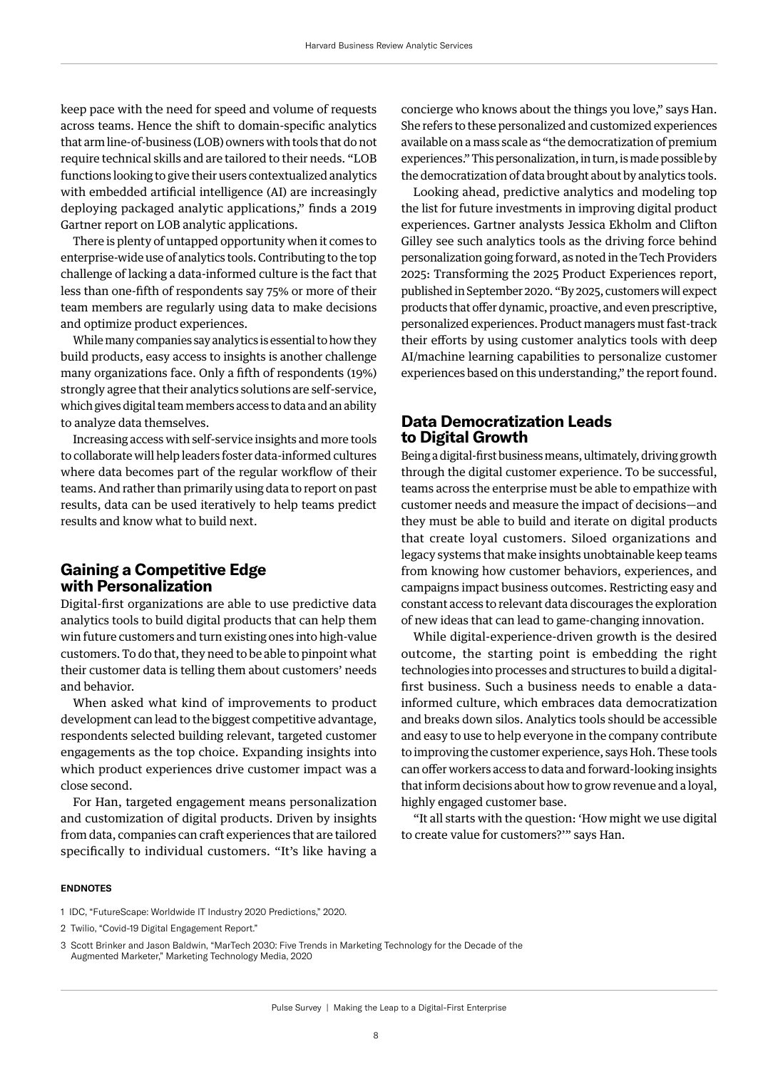keep pace with the need for speed and volume of requests across teams. Hence the shift to domain-specific analytics that arm line-of-business (LOB) owners with tools that do not require technical skills and are tailored to their needs. "LOB functions looking to give their users contextualized analytics with embedded artificial intelligence (AI) are increasingly deploying packaged analytic applications," finds a 2019 Gartner report on LOB analytic applications.

There is plenty of untapped opportunity when it comes to enterprise-wide use of analytics tools. Contributing to the top challenge of lacking a data-informed culture is the fact that less than one-fifth of respondents say 75% or more of their team members are regularly using data to make decisions and optimize product experiences.

While many companies say analytics is essential to how they build products, easy access to insights is another challenge many organizations face. Only a fifth of respondents (19%) strongly agree that their analytics solutions are self-service, which gives digital team members access to data and an ability to analyze data themselves.

Increasing access with self-service insights and more tools to collaborate will help leaders foster data-informed cultures where data becomes part of the regular workflow of their teams. And rather than primarily using data to report on past results, data can be used iteratively to help teams predict results and know what to build next.

## Gaining a Competitive Edge with Personalization

Digital-first organizations are able to use predictive data analytics tools to build digital products that can help them win future customers and turn existing ones into high-value customers. To do that, they need to be able to pinpoint what their customer data is telling them about customers' needs and behavior.

When asked what kind of improvements to product development can lead to the biggest competitive advantage, respondents selected building relevant, targeted customer engagements as the top choice. Expanding insights into which product experiences drive customer impact was a close second.

For Han, targeted engagement means personalization and customization of digital products. Driven by insights from data, companies can craft experiences that are tailored specifically to individual customers. "It's like having a concierge who knows about the things you love," says Han. She refers to these personalized and customized experiences available on a mass scale as "the democratization of premium experiences." This personalization, in turn, is made possible by the democratization of data brought about by analytics tools.

Looking ahead, predictive analytics and modeling top the list for future investments in improving digital product experiences. Gartner analysts Jessica Ekholm and Clifton Gilley see such analytics tools as the driving force behind personalization going forward, as noted in the Tech Providers 2025: Transforming the 2025 Product Experiences report, published in September 2020. "By 2025, customers will expect products that offer dynamic, proactive, and even prescriptive, personalized experiences. Product managers must fast-track their efforts by using customer analytics tools with deep AI/machine learning capabilities to personalize customer experiences based on this understanding," the report found.

## Data Democratization Leads to Digital Growth

Being a digital-first business means, ultimately, driving growth through the digital customer experience. To be successful, teams across the enterprise must be able to empathize with customer needs and measure the impact of decisions—and they must be able to build and iterate on digital products that create loyal customers. Siloed organizations and legacy systems that make insights unobtainable keep teams from knowing how customer behaviors, experiences, and campaigns impact business outcomes. Restricting easy and constant access to relevant data discourages the exploration of new ideas that can lead to game-changing innovation.

While digital-experience-driven growth is the desired outcome, the starting point is embedding the right technologies into processes and structures to build a digital-first business. Such a business needs to enable a data-informed culture, which embraces data democratization and breaks down silos. Analytics tools should be accessible and easy to use to help everyone in the company contribute to improving the customer experience, says Hoh. These tools can offer workers access to data and forward-looking insights that inform decisions about how to grow revenue and a loyal, highly engaged customer base.

"It all starts with the question: 'How might we use digital to create value for customers?'" says Han.

#### ENDNOTES

1 IDC, "FutureScape: Worldwide IT Industry 2020 Predictions," 2020.

2 Twilio, "Covid-19 Digital Engagement Report."

3 Scott Brinker and Jason Baldwin, "MarTech 2030: Five Trends in Marketing Technology for the Decade of the Augmented Marketer," Marketing Technology Media, 2020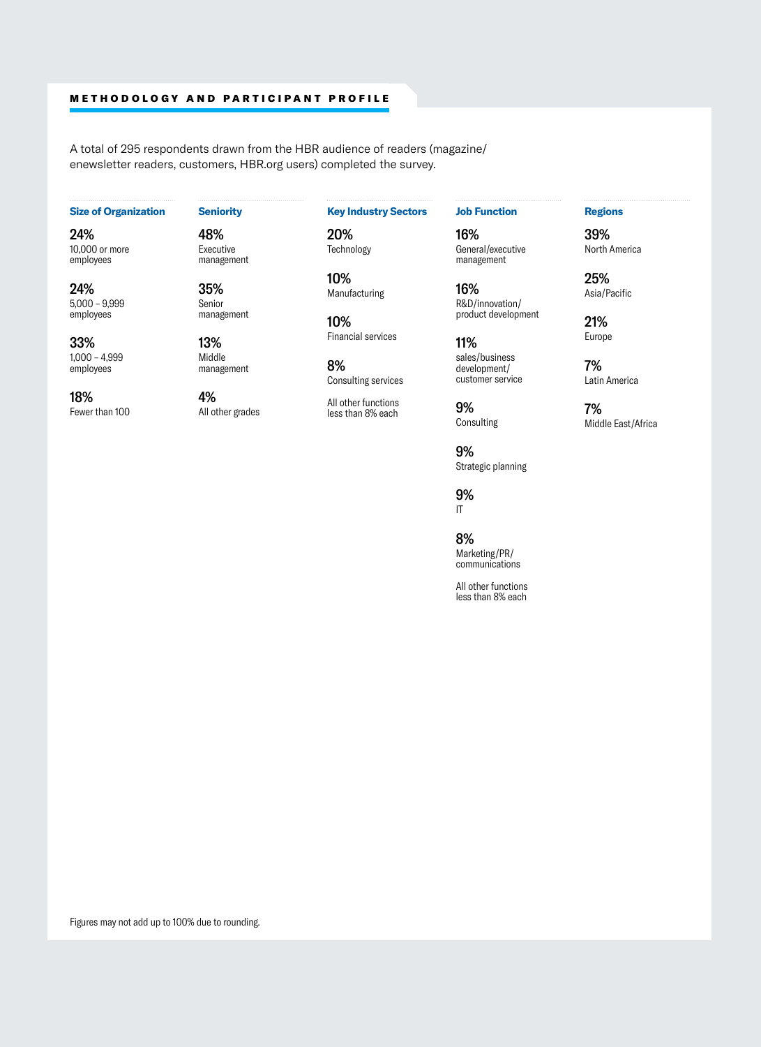## METHODOLOGY AND PARTICIPANT PROFILE

A total of 295 respondents drawn from the HBR audience of readers (magazine/enewsletter readers, customers, HBR.org users) completed the survey.

### Size of Organization

**24%**
10,000 or more employees

**24%**
5,000 – 9,999 employees

**33%**
1,000 – 4,999 employees

**18%**
Fewer than 100

### Seniority

**48%**
Executive management

**35%**
Senior management

**13%**
Middle management

**4%**
All other grades

### Key Industry Sectors

**20%**
Technology

**10%**
Manufacturing

**10%**
Financial services

**8%**
Consulting services

All other functions less than 8% each

### Job Function

**16%**
General/executive management

**16%**
R&D/innovation/product development

**11%**
sales/business development/customer service

**9%**
Consulting

**9%**
Strategic planning

**9%**
IT

**8%**
Marketing/PR/communications

All other functions less than 8% each

### Regions

**39%**
North America

**25%**
Asia/Pacific

**21%**
Europe

**7%**
Latin America

**7%**
Middle East/Africa

Figures may not add up to 100% due to rounding.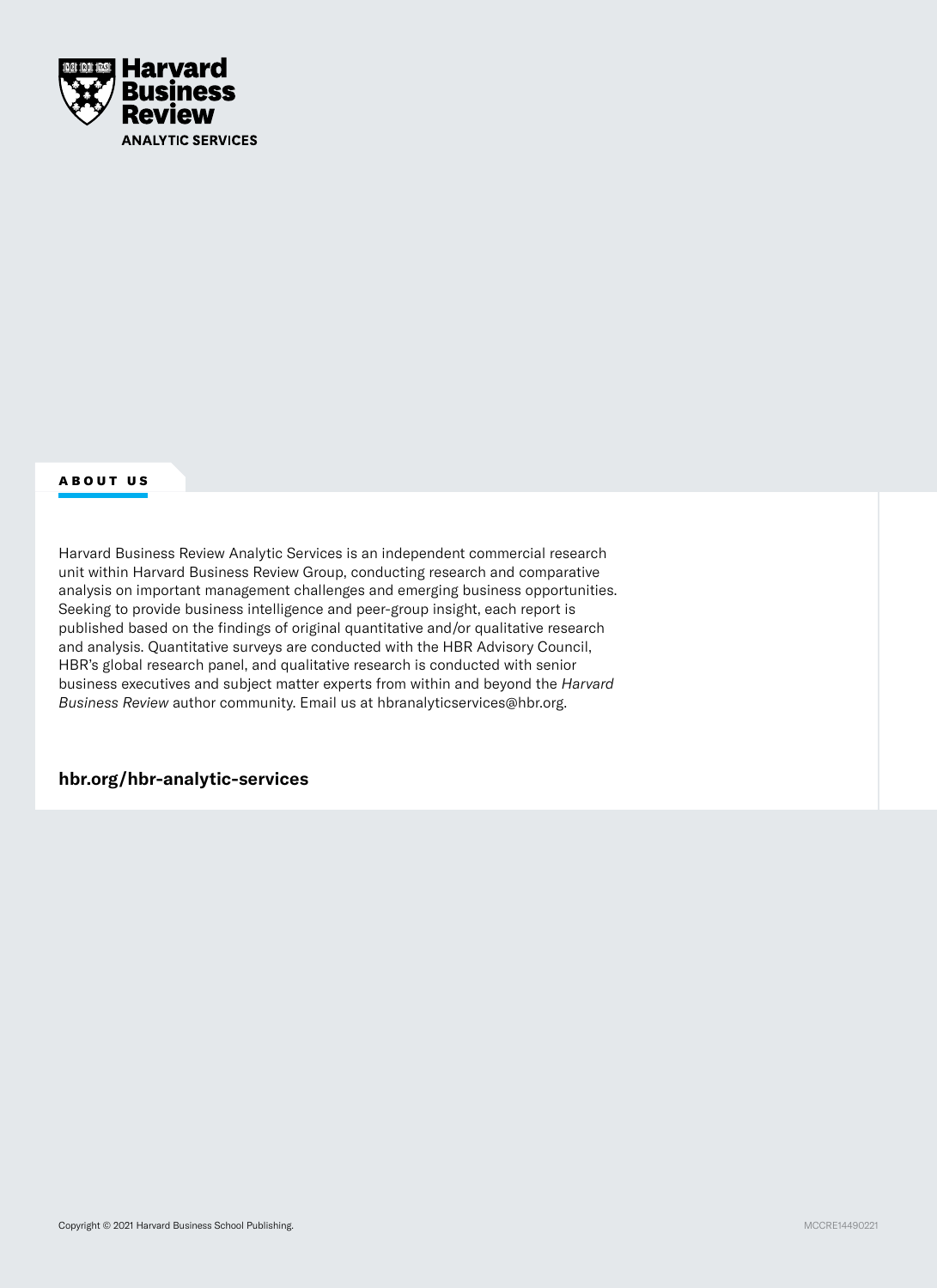Harvard Business Review

ANALYTIC SERVICES

## ABOUT US

Harvard Business Review Analytic Services is an independent commercial research unit within Harvard Business Review Group, conducting research and comparative analysis on important management challenges and emerging business opportunities. Seeking to provide business intelligence and peer-group insight, each report is published based on the findings of original quantitative and/or qualitative research and analysis. Quantitative surveys are conducted with the HBR Advisory Council, HBR's global research panel, and qualitative research is conducted with senior business executives and subject matter experts from within and beyond the *Harvard Business Review* author community. Email us at hbranalyticservices@hbr.org.

**hbr.org/hbr-analytic-services**

Copyright © 2021 Harvard Business School Publishing.

MCCRE14490221